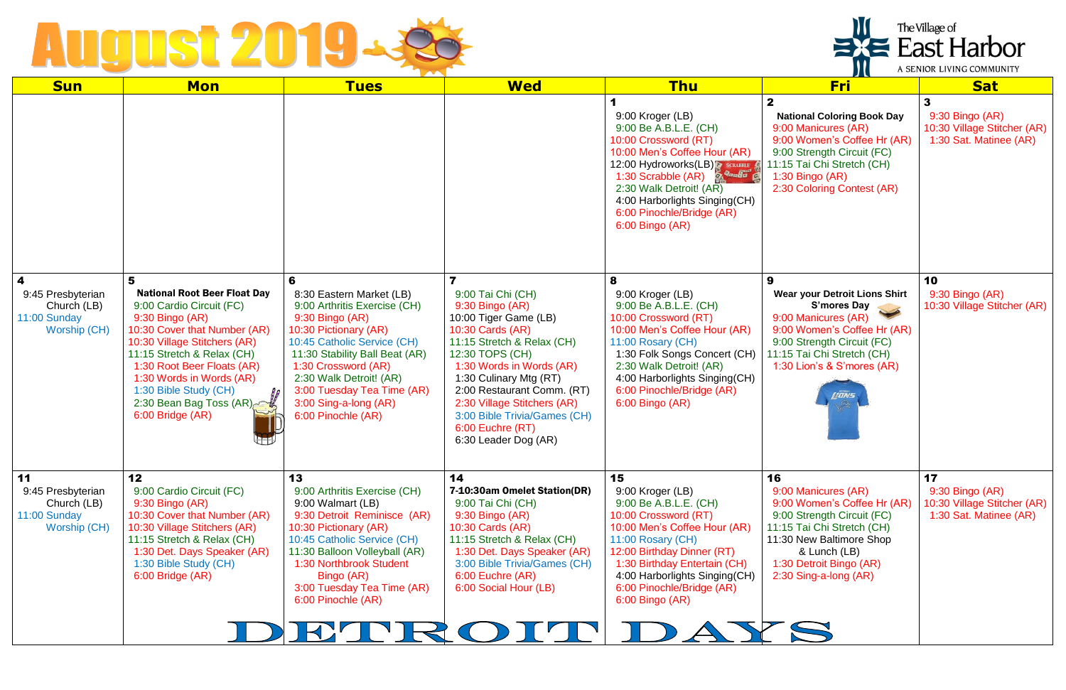# August 2019

The Village of East Harbor
A SENIOR LIVING COMMUNITY

| Sun | Mon | Tues | Wed | Thu | Fri | Sat |
|---|---|---|---|---|---|---|
| | | | | **1**<br>9:00 Kroger (LB)<br>9:00 Be A.B.L.E. (CH)<br>10:00 Crossword (RT)<br>10:00 Men's Coffee Hour (AR)<br>12:00 Hydroworks(LB)<br>1:30 Scrabble (AR)<br>2:30 Walk Detroit! (AR)<br>4:00 Harborlights Singing(CH)<br>6:00 Pinochle/Bridge (AR)<br>6:00 Bingo (AR) | **2**<br>**National Coloring Book Day**<br>9:00 Manicures (AR)<br>9:00 Women's Coffee Hr (AR)<br>9:00 Strength Circuit (FC)<br>11:15 Tai Chi Stretch (CH)<br>1:30 Bingo (AR)<br>2:30 Coloring Contest (AR) | **3**<br>9:30 Bingo (AR)<br>10:30 Village Stitcher (AR)<br>1:30 Sat. Matinee (AR) |
| **4**<br>9:45 Presbyterian Church (LB)<br>11:00 Sunday Worship (CH) | **5**<br>**National Root Beer Float Day**<br>9:00 Cardio Circuit (FC)<br>9:30 Bingo (AR)<br>10:30 Cover that Number (AR)<br>10:30 Village Stitchers (AR)<br>11:15 Stretch & Relax (CH)<br>1:30 Root Beer Floats (AR)<br>1:30 Words in Words (AR)<br>1:30 Bible Study (CH)<br>2:30 Bean Bag Toss (AR)<br>6:00 Bridge (AR) | **6**<br>8:30 Eastern Market (LB)<br>9:00 Arthritis Exercise (CH)<br>9:30 Bingo (AR)<br>10:30 Pictionary (AR)<br>10:45 Catholic Service (CH)<br>11:30 Stability Ball Beat (AR)<br>1:30 Crossword (AR)<br>2:30 Walk Detroit! (AR)<br>3:00 Tuesday Tea Time (AR)<br>3:00 Sing-a-long (AR)<br>6:00 Pinochle (AR) | **7**<br>9:00 Tai Chi (CH)<br>9:30 Bingo (AR)<br>10:00 Tiger Game (LB)<br>10:30 Cards (AR)<br>11:15 Stretch & Relax (CH)<br>12:30 TOPS (CH)<br>1:30 Words in Words (AR)<br>1:30 Culinary Mtg (RT)<br>2:00 Restaurant Comm. (RT)<br>2:30 Village Stitchers (AR)<br>3:00 Bible Trivia/Games (CH)<br>6:00 Euchre (RT)<br>6:30 Leader Dog (AR) | **8**<br>9:00 Kroger (LB)<br>9:00 Be A.B.L.E. (CH)<br>10:00 Crossword (RT)<br>10:00 Men's Coffee Hour (AR)<br>11:00 Rosary (CH)<br>1:30 Folk Songs Concert (CH)<br>2:30 Walk Detroit! (AR)<br>4:00 Harborlights Singing(CH)<br>6:00 Pinochle/Bridge (AR)<br>6:00 Bingo (AR) | **9**<br>**Wear your Detroit Lions Shirt**<br>**S'mores Day**<br>9:00 Manicures (AR)<br>9:00 Women's Coffee Hr (AR)<br>9:00 Strength Circuit (FC)<br>11:15 Tai Chi Stretch (CH)<br>1:30 Lion's & S'mores (AR) | **10**<br>9:30 Bingo (AR)<br>10:30 Village Stitcher (AR) |
| **11**<br>9:45 Presbyterian Church (LB)<br>11:00 Sunday Worship (CH) | **12**<br>9:00 Cardio Circuit (FC)<br>9:30 Bingo (AR)<br>10:30 Cover that Number (AR)<br>10:30 Village Stitchers (AR)<br>11:15 Stretch & Relax (CH)<br>1:30 Det. Days Speaker (AR)<br>1:30 Bible Study (CH)<br>6:00 Bridge (AR) | **13**<br>9:00 Arthritis Exercise (CH)<br>9:00 Walmart (LB)<br>9:30 Detroit Reminisce (AR)<br>10:30 Pictionary (AR)<br>10:45 Catholic Service (CH)<br>11:30 Balloon Volleyball (AR)<br>1:30 Northbrook Student Bingo (AR)<br>3:00 Tuesday Tea Time (AR)<br>6:00 Pinochle (AR) | **14**<br>**7-10:30am Omelet Station(DR)**<br>9:00 Tai Chi (CH)<br>9:30 Bingo (AR)<br>10:30 Cards (AR)<br>11:15 Stretch & Relax (CH)<br>1:30 Det. Days Speaker (AR)<br>3:00 Bible Trivia/Games (CH)<br>6:00 Euchre (AR)<br>6:00 Social Hour (LB) | **15**<br>9:00 Kroger (LB)<br>9:00 Be A.B.L.E. (CH)<br>10:00 Crossword (RT)<br>10:00 Men's Coffee Hour (AR)<br>11:00 Rosary (CH)<br>12:00 Birthday Dinner (RT)<br>1:30 Birthday Entertain (CH)<br>4:00 Harborlights Singing(CH)<br>6:00 Pinochle/Bridge (AR)<br>6:00 Bingo (AR) | **16**<br>9:00 Manicures (AR)<br>9:00 Women's Coffee Hr (AR)<br>9:00 Strength Circuit (FC)<br>11:15 Tai Chi Stretch (CH)<br>11:30 New Baltimore Shop & Lunch (LB)<br>1:30 Detroit Bingo (AR)<br>2:30 Sing-a-long (AR) | **17**<br>9:30 Bingo (AR)<br>10:30 Village Stitcher (AR)<br>1:30 Sat. Matinee (AR) |

DETROIT DAYS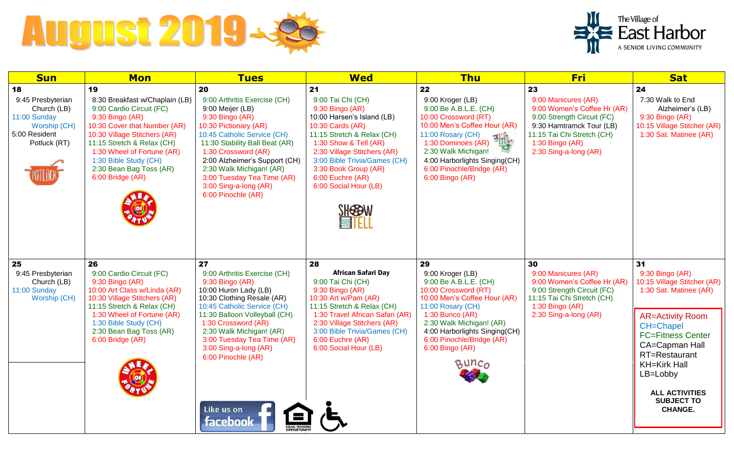# August 2019

The Village of East Harbor
A SENIOR LIVING COMMUNITY

| Sun | Mon | Tues | Wed | Thu | Fri | Sat |
| --- | --- | --- | --- | --- | --- | --- |
| **18**<br>9:45 Presbyterian Church (LB)<br>11:00 Sunday Worship (CH)<br>5:00 Resident Potluck (RT) | **19**<br>8:30 Breakfast w/Chaplain (LB)<br>9:00 Cardio Circuit (FC)<br>9:30 Bingo (AR)<br>10:30 Cover that Number (AR)<br>10:30 Village Stitchers (AR)<br>11:15 Stretch & Relax (CH)<br>1:30 Wheel of Fortune (AR)<br>1:30 Bible Study (CH)<br>2:30 Bean Bag Toss (AR)<br>6:00 Bridge (AR) | **20**<br>9:00 Arthritis Exercise (CH)<br>9:00 Meijer (LB)<br>9:30 Bingo (AR)<br>10:30 Pictionary (AR)<br>10:45 Catholic Service (CH)<br>11:30 Stability Ball Beat (AR)<br>1:30 Crossword (AR)<br>2:00 Alzheimer's Support (CH)<br>2:30 Walk Michigan! (AR)<br>3:00 Tuesday Tea Time (AR)<br>3:00 Sing-a-long (AR)<br>6:00 Pinochle (AR) | **21**<br>9:00 Tai Chi (CH)<br>9:30 Bingo (AR)<br>10:00 Harsen's Island (LB)<br>10:30 Cards (AR)<br>11:15 Stretch & Relax (CH)<br>1:30 Show & Tell (AR)<br>2:30 Village Stitchers (AR)<br>3:00 Bible Trivia/Games (CH)<br>3:30 Book Group (AR)<br>6:00 Euchre (AR)<br>6:00 Social Hour (LB) | **22**<br>9:00 Kroger (LB)<br>9:00 Be A.B.L.E. (CH)<br>10:00 Crossword (RT)<br>10:00 Men's Coffee Hour (AR)<br>11:00 Rosary (CH)<br>1:30 Dominoes (AR)<br>2:30 Walk Michigan!<br>4:00 Harborlights Singing(CH)<br>6:00 Pinochle/Bridge (AR)<br>6:00 Bingo (AR) | **23**<br>9:00 Manicures (AR)<br>9:00 Women's Coffee Hr (AR)<br>9:00 Strength Circuit (FC)<br>9:30 Hamtramck Tour (LB)<br>11:15 Tai Chi Stretch (CH)<br>1:30 Bingo (AR)<br>2:30 Sing-a-long (AR) | **24**<br>7:30 Walk to End Alzheimer's (LB)<br>9:30 Bingo (AR)<br>10:15 Village Stitcher (AR)<br>1:30 Sat. Matinee (AR) |
| **25**<br>9:45 Presbyterian Church (LB)<br>11:00 Sunday Worship (CH) | **26**<br>9:00 Cardio Circuit (FC)<br>9:30 Bingo (AR)<br>10:00 Art Class w/Linda (AR)<br>10:30 Village Stitchers (AR)<br>11:15 Stretch & Relax (CH)<br>1:30 Wheel of Fortune (AR)<br>1:30 Bible Study (CH)<br>2:30 Bean Bag Toss (AR)<br>6:00 Bridge (AR) | **27**<br>9:00 Arthritis Exercise (CH)<br>9:30 Bingo (AR)<br>10:00 Huron Lady (LB)<br>10:30 Clothing Resale (AR)<br>10:45 Catholic Service (CH)<br>11:30 Balloon Volleyball (CH)<br>1:30 Crossword (AR)<br>2:30 Walk Michigan! (AR)<br>3:00 Tuesday Tea Time (AR)<br>3:00 Sing-a-long (AR)<br>6:00 Pinochle (AR) | **28**<br>**African Safari Day**<br>9:00 Tai Chi (CH)<br>9:30 Bingo (AR)<br>10:30 Art w/Pam (AR)<br>11:15 Stretch & Relax (CH)<br>1:30 Travel African Safari (AR)<br>2:30 Village Stitchers (AR)<br>3:00 Bible Trivia/Games (CH)<br>6:00 Euchre (AR)<br>6:00 Social Hour (LB) | **29**<br>9:00 Kroger (LB)<br>9:00 Be A.B.L.E. (CH)<br>10:00 Crossword (RT)<br>10:00 Men's Coffee Hour (AR)<br>11:00 Rosary (CH)<br>1:30 Bunco (AR)<br>2:30 Walk Michigan! (AR)<br>4:00 Harborlights Singing(CH)<br>6:00 Pinochle/Bridge (AR)<br>6:00 Bingo (AR) | **30**<br>9:00 Manicures (AR)<br>9:00 Women's Coffee Hr (AR)<br>9:00 Strength Circuit (FC)<br>11:15 Tai Chi Stretch (CH)<br>1:30 Bingo (AR)<br>2:30 Sing-a-long (AR) | **31**<br>9:30 Bingo (AR)<br>10:15 Village Stitcher (AR)<br>1:30 Sat. Matinee (AR) |

AR=Activity Room
CH=Chapel
FC=Fitness Center
CA=Capman Hall
RT=Restaurant
KH=Kirk Hall
LB=Lobby

**ALL ACTIVITIES SUBJECT TO CHANGE.**

Like us on facebook